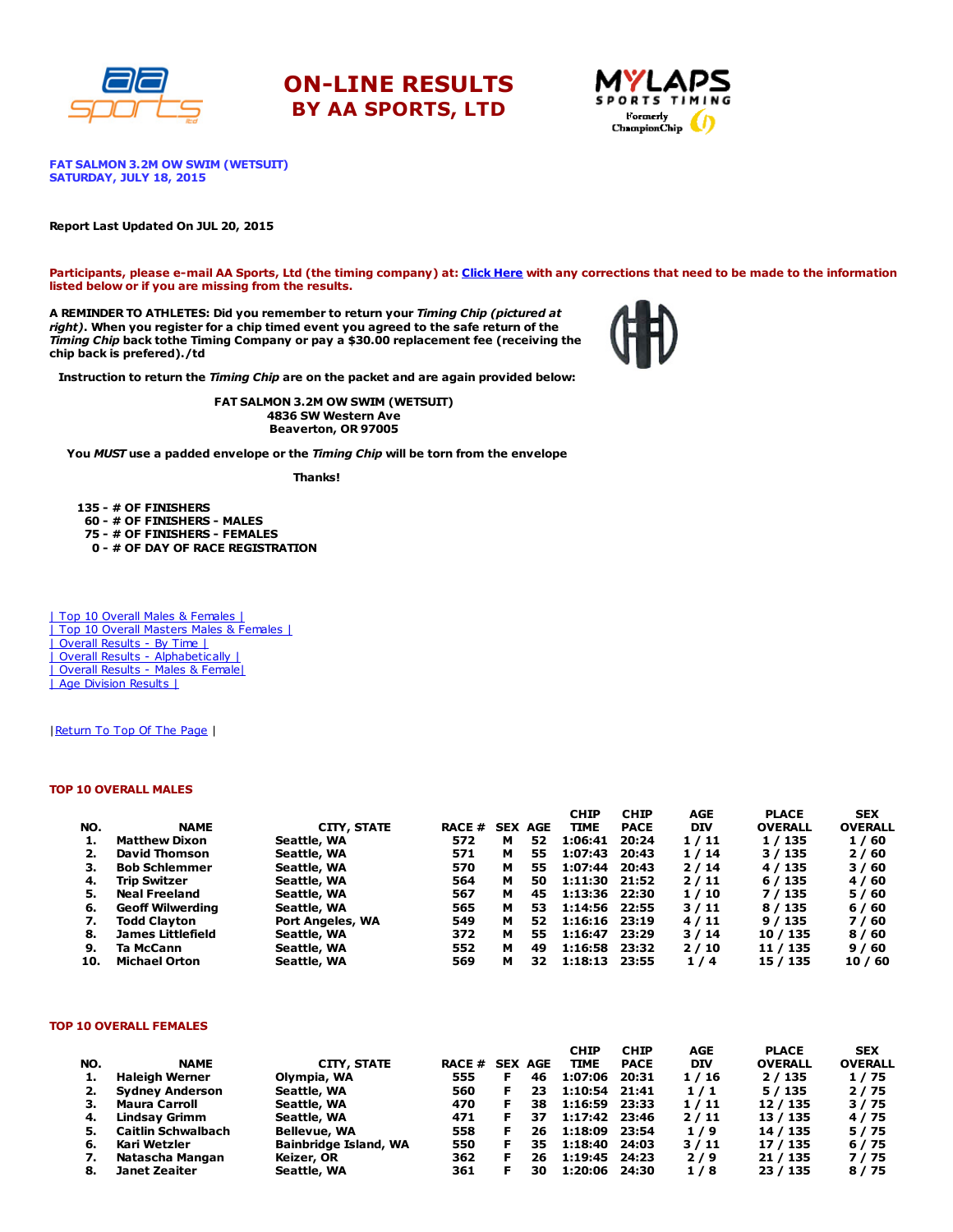# ON-LINE RESULTS
## BY AA SPORTS, LTD

**FAT SALMON 3.2M OW SWIM (WETSUIT)**
**SATURDAY, JULY 18, 2015**

**Report Last Updated On JUL 20, 2015**

**Participants, please e-mail AA Sports, Ltd (the timing company) at: Click Here with any corrections that need to be made to the information listed below or if you are missing from the results.**

**A REMINDER TO ATHLETES: Did you remember to return your *Timing Chip (pictured at right)*. When you register for a chip timed event you agreed to the safe return of the *Timing Chip* back tothe Timing Company or pay a $30.00 replacement fee (receiving the chip back is prefered)./td**

**Instruction to return the *Timing Chip* are on the packet and are again provided below:**

**FAT SALMON 3.2M OW SWIM (WETSUIT)**
**4836 SW Western Ave**
**Beaverton, OR 97005**

**You *MUST* use a padded envelope or the *Timing Chip* will be torn from the envelope**

**Thanks!**

**135 - # OF FINISHERS**
**60 - # OF FINISHERS - MALES**
**75 - # OF FINISHERS - FEMALES**
**0 - # OF DAY OF RACE REGISTRATION**

| Top 10 Overall Males & Females |
| Top 10 Overall Masters Males & Females |
| Overall Results - By Time |
| Overall Results - Alphabetically |
| Overall Results - Males & Female|
| Age Division Results |

|Return To Top Of The Page |

### TOP 10 OVERALL MALES

| NO. | NAME | CITY, STATE | RACE # | SEX | AGE | CHIP TIME | CHIP PACE | AGE DIV | PLACE OVERALL | SEX OVERALL |
|---|---|---|---|---|---|---|---|---|---|---|
| 1. | Matthew Dixon | Seattle, WA | 572 | M | 52 | 1:06:41 | 20:24 | 1 / 11 | 1 / 135 | 1 / 60 |
| 2. | David Thomson | Seattle, WA | 571 | M | 55 | 1:07:43 | 20:43 | 1 / 14 | 3 / 135 | 2 / 60 |
| 3. | Bob Schlemmer | Seattle, WA | 570 | M | 55 | 1:07:44 | 20:43 | 2 / 14 | 4 / 135 | 3 / 60 |
| 4. | Trip Switzer | Seattle, WA | 564 | M | 50 | 1:11:30 | 21:52 | 2 / 11 | 6 / 135 | 4 / 60 |
| 5. | Neal Freeland | Seattle, WA | 567 | M | 45 | 1:13:36 | 22:30 | 1 / 10 | 7 / 135 | 5 / 60 |
| 6. | Geoff Wilwerding | Seattle, WA | 565 | M | 53 | 1:14:56 | 22:55 | 3 / 11 | 8 / 135 | 6 / 60 |
| 7. | Todd Clayton | Port Angeles, WA | 549 | M | 52 | 1:16:16 | 23:19 | 4 / 11 | 9 / 135 | 7 / 60 |
| 8. | James Littlefield | Seattle, WA | 372 | M | 55 | 1:16:47 | 23:29 | 3 / 14 | 10 / 135 | 8 / 60 |
| 9. | Ta McCann | Seattle, WA | 552 | M | 49 | 1:16:58 | 23:32 | 2 / 10 | 11 / 135 | 9 / 60 |
| 10. | Michael Orton | Seattle, WA | 569 | M | 32 | 1:18:13 | 23:55 | 1 / 4 | 15 / 135 | 10 / 60 |

### TOP 10 OVERALL FEMALES

| NO. | NAME | CITY, STATE | RACE # | SEX | AGE | CHIP TIME | CHIP PACE | AGE DIV | PLACE OVERALL | SEX OVERALL |
|---|---|---|---|---|---|---|---|---|---|---|
| 1. | Haleigh Werner | Olympia, WA | 555 | F | 46 | 1:07:06 | 20:31 | 1 / 16 | 2 / 135 | 1 / 75 |
| 2. | Sydney Anderson | Seattle, WA | 560 | F | 23 | 1:10:54 | 21:41 | 1 / 1 | 5 / 135 | 2 / 75 |
| 3. | Maura Carroll | Seattle, WA | 470 | F | 38 | 1:16:59 | 23:33 | 1 / 11 | 12 / 135 | 3 / 75 |
| 4. | Lindsay Grimm | Seattle, WA | 471 | F | 37 | 1:17:42 | 23:46 | 2 / 11 | 13 / 135 | 4 / 75 |
| 5. | Caitlin Schwalbach | Bellevue, WA | 558 | F | 26 | 1:18:09 | 23:54 | 1 / 9 | 14 / 135 | 5 / 75 |
| 6. | Kari Wetzler | Bainbridge Island, WA | 550 | F | 35 | 1:18:40 | 24:03 | 3 / 11 | 17 / 135 | 6 / 75 |
| 7. | Natascha Mangan | Keizer, OR | 362 | F | 26 | 1:19:45 | 24:23 | 2 / 9 | 21 / 135 | 7 / 75 |
| 8. | Janet Zeaiter | Seattle, WA | 361 | F | 30 | 1:20:06 | 24:30 | 1 / 8 | 23 / 135 | 8 / 75 |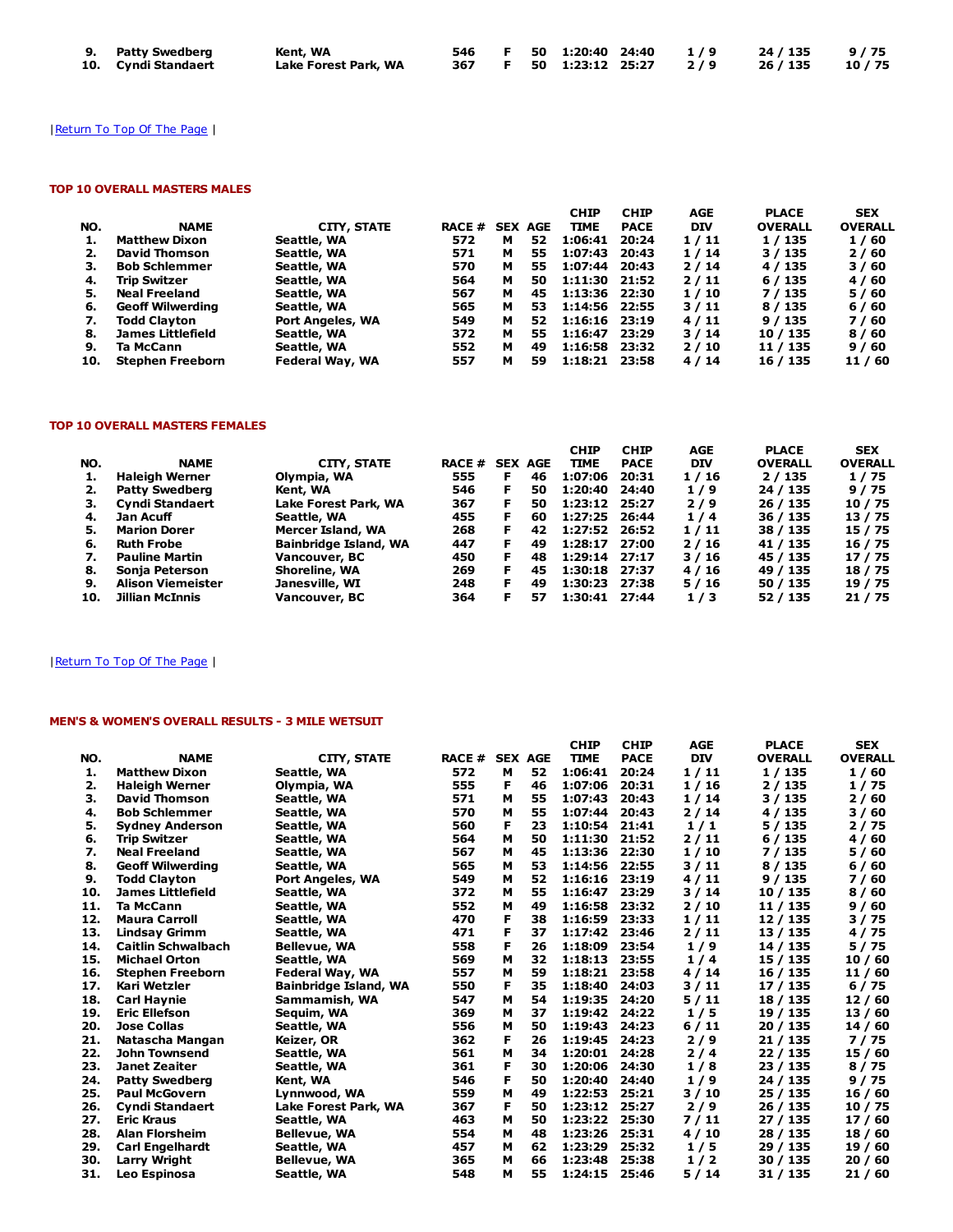| NO. | NAME | CITY, STATE | RACE # | SEX | AGE | CHIP TIME | CHIP PACE | AGE DIV | PLACE OVERALL | SEX OVERALL |
|---|---|---|---|---|---|---|---|---|---|---|
| 9. | Patty Swedberg | Kent, WA | 546 | F | 50 | 1:20:40 | 24:40 | 1 / 9 | 24 / 135 | 9 / 75 |
| 10. | Cyndi Standaert | Lake Forest Park, WA | 367 | F | 50 | 1:23:12 | 25:27 | 2 / 9 | 26 / 135 | 10 / 75 |

|Return To Top Of The Page |

#### TOP 10 OVERALL MASTERS MALES

| NO. | NAME | CITY, STATE | RACE # | SEX | AGE | CHIP TIME | CHIP PACE | AGE DIV | PLACE OVERALL | SEX OVERALL |
|---|---|---|---|---|---|---|---|---|---|---|
| 1. | Matthew Dixon | Seattle, WA | 572 | M | 52 | 1:06:41 | 20:24 | 1 / 11 | 1 / 135 | 1 / 60 |
| 2. | David Thomson | Seattle, WA | 571 | M | 55 | 1:07:43 | 20:43 | 1 / 14 | 3 / 135 | 2 / 60 |
| 3. | Bob Schlemmer | Seattle, WA | 570 | M | 55 | 1:07:44 | 20:43 | 2 / 14 | 4 / 135 | 3 / 60 |
| 4. | Trip Switzer | Seattle, WA | 564 | M | 50 | 1:11:30 | 21:52 | 2 / 11 | 6 / 135 | 4 / 60 |
| 5. | Neal Freeland | Seattle, WA | 567 | M | 45 | 1:13:36 | 22:30 | 1 / 10 | 7 / 135 | 5 / 60 |
| 6. | Geoff Wilwerding | Seattle, WA | 565 | M | 53 | 1:14:56 | 22:55 | 3 / 11 | 8 / 135 | 6 / 60 |
| 7. | Todd Clayton | Port Angeles, WA | 549 | M | 52 | 1:16:16 | 23:19 | 4 / 11 | 9 / 135 | 7 / 60 |
| 8. | James Littlefield | Seattle, WA | 372 | M | 55 | 1:16:47 | 23:29 | 3 / 14 | 10 / 135 | 8 / 60 |
| 9. | Ta McCann | Seattle, WA | 552 | M | 49 | 1:16:58 | 23:32 | 2 / 10 | 11 / 135 | 9 / 60 |
| 10. | Stephen Freeborn | Federal Way, WA | 557 | M | 59 | 1:18:21 | 23:58 | 4 / 14 | 16 / 135 | 11 / 60 |

#### TOP 10 OVERALL MASTERS FEMALES

| NO. | NAME | CITY, STATE | RACE # | SEX | AGE | CHIP TIME | CHIP PACE | AGE DIV | PLACE OVERALL | SEX OVERALL |
|---|---|---|---|---|---|---|---|---|---|---|
| 1. | Haleigh Werner | Olympia, WA | 555 | F | 46 | 1:07:06 | 20:31 | 1 / 16 | 2 / 135 | 1 / 75 |
| 2. | Patty Swedberg | Kent, WA | 546 | F | 50 | 1:20:40 | 24:40 | 1 / 9 | 24 / 135 | 9 / 75 |
| 3. | Cyndi Standaert | Lake Forest Park, WA | 367 | F | 50 | 1:23:12 | 25:27 | 2 / 9 | 26 / 135 | 10 / 75 |
| 4. | Jan Acuff | Seattle, WA | 455 | F | 60 | 1:27:25 | 26:44 | 1 / 4 | 36 / 135 | 13 / 75 |
| 5. | Marion Dorer | Mercer Island, WA | 268 | F | 42 | 1:27:52 | 26:52 | 1 / 11 | 38 / 135 | 15 / 75 |
| 6. | Ruth Frobe | Bainbridge Island, WA | 447 | F | 49 | 1:28:17 | 27:00 | 2 / 16 | 41 / 135 | 16 / 75 |
| 7. | Pauline Martin | Vancouver, BC | 450 | F | 48 | 1:29:14 | 27:17 | 3 / 16 | 45 / 135 | 17 / 75 |
| 8. | Sonja Peterson | Shoreline, WA | 269 | F | 45 | 1:30:18 | 27:37 | 4 / 16 | 49 / 135 | 18 / 75 |
| 9. | Alison Viemeister | Janesville, WI | 248 | F | 49 | 1:30:23 | 27:38 | 5 / 16 | 50 / 135 | 19 / 75 |
| 10. | Jillian McInnis | Vancouver, BC | 364 | F | 57 | 1:30:41 | 27:44 | 1 / 3 | 52 / 135 | 21 / 75 |

|Return To Top Of The Page |

#### MEN'S & WOMEN'S OVERALL RESULTS - 3 MILE WETSUIT

| NO. | NAME | CITY, STATE | RACE # | SEX | AGE | CHIP TIME | CHIP PACE | AGE DIV | PLACE OVERALL | SEX OVERALL |
|---|---|---|---|---|---|---|---|---|---|---|
| 1. | Matthew Dixon | Seattle, WA | 572 | M | 52 | 1:06:41 | 20:24 | 1 / 11 | 1 / 135 | 1 / 60 |
| 2. | Haleigh Werner | Olympia, WA | 555 | F | 46 | 1:07:06 | 20:31 | 1 / 16 | 2 / 135 | 1 / 75 |
| 3. | David Thomson | Seattle, WA | 571 | M | 55 | 1:07:43 | 20:43 | 1 / 14 | 3 / 135 | 2 / 60 |
| 4. | Bob Schlemmer | Seattle, WA | 570 | M | 55 | 1:07:44 | 20:43 | 2 / 14 | 4 / 135 | 3 / 60 |
| 5. | Sydney Anderson | Seattle, WA | 560 | F | 23 | 1:10:54 | 21:41 | 1 / 1 | 5 / 135 | 2 / 75 |
| 6. | Trip Switzer | Seattle, WA | 564 | M | 50 | 1:11:30 | 21:52 | 2 / 11 | 6 / 135 | 4 / 60 |
| 7. | Neal Freeland | Seattle, WA | 567 | M | 45 | 1:13:36 | 22:30 | 1 / 10 | 7 / 135 | 5 / 60 |
| 8. | Geoff Wilwerding | Seattle, WA | 565 | M | 53 | 1:14:56 | 22:55 | 3 / 11 | 8 / 135 | 6 / 60 |
| 9. | Todd Clayton | Port Angeles, WA | 549 | M | 52 | 1:16:16 | 23:19 | 4 / 11 | 9 / 135 | 7 / 60 |
| 10. | James Littlefield | Seattle, WA | 372 | M | 55 | 1:16:47 | 23:29 | 3 / 14 | 10 / 135 | 8 / 60 |
| 11. | Ta McCann | Seattle, WA | 552 | M | 49 | 1:16:58 | 23:32 | 2 / 10 | 11 / 135 | 9 / 60 |
| 12. | Maura Carroll | Seattle, WA | 470 | F | 38 | 1:16:59 | 23:33 | 1 / 11 | 12 / 135 | 3 / 75 |
| 13. | Lindsay Grimm | Seattle, WA | 471 | F | 37 | 1:17:42 | 23:46 | 2 / 11 | 13 / 135 | 4 / 75 |
| 14. | Caitlin Schwalbach | Bellevue, WA | 558 | F | 26 | 1:18:09 | 23:54 | 1 / 9 | 14 / 135 | 5 / 75 |
| 15. | Michael Orton | Seattle, WA | 569 | M | 32 | 1:18:13 | 23:55 | 1 / 4 | 15 / 135 | 10 / 60 |
| 16. | Stephen Freeborn | Federal Way, WA | 557 | M | 59 | 1:18:21 | 23:58 | 4 / 14 | 16 / 135 | 11 / 60 |
| 17. | Kari Wetzler | Bainbridge Island, WA | 550 | F | 35 | 1:18:40 | 24:03 | 3 / 11 | 17 / 135 | 6 / 75 |
| 18. | Carl Haynie | Sammamish, WA | 547 | M | 54 | 1:19:35 | 24:20 | 5 / 11 | 18 / 135 | 12 / 60 |
| 19. | Eric Ellefson | Sequim, WA | 369 | M | 37 | 1:19:42 | 24:22 | 1 / 5 | 19 / 135 | 13 / 60 |
| 20. | Jose Collas | Seattle, WA | 556 | M | 50 | 1:19:43 | 24:23 | 6 / 11 | 20 / 135 | 14 / 60 |
| 21. | Natascha Mangan | Keizer, OR | 362 | F | 26 | 1:19:45 | 24:23 | 2 / 9 | 21 / 135 | 7 / 75 |
| 22. | John Townsend | Seattle, WA | 561 | M | 34 | 1:20:01 | 24:28 | 2 / 4 | 22 / 135 | 15 / 60 |
| 23. | Janet Zeaiter | Seattle, WA | 361 | F | 30 | 1:20:06 | 24:30 | 1 / 8 | 23 / 135 | 8 / 75 |
| 24. | Patty Swedberg | Kent, WA | 546 | F | 50 | 1:20:40 | 24:40 | 1 / 9 | 24 / 135 | 9 / 75 |
| 25. | Paul McGovern | Lynnwood, WA | 559 | M | 49 | 1:22:53 | 25:21 | 3 / 10 | 25 / 135 | 16 / 60 |
| 26. | Cyndi Standaert | Lake Forest Park, WA | 367 | F | 50 | 1:23:12 | 25:27 | 2 / 9 | 26 / 135 | 10 / 75 |
| 27. | Eric Kraus | Seattle, WA | 463 | M | 50 | 1:23:22 | 25:30 | 7 / 11 | 27 / 135 | 17 / 60 |
| 28. | Alan Florsheim | Bellevue, WA | 554 | M | 48 | 1:23:26 | 25:31 | 4 / 10 | 28 / 135 | 18 / 60 |
| 29. | Carl Engelhardt | Seattle, WA | 457 | M | 62 | 1:23:29 | 25:32 | 1 / 5 | 29 / 135 | 19 / 60 |
| 30. | Larry Wright | Bellevue, WA | 365 | M | 66 | 1:23:48 | 25:38 | 1 / 2 | 30 / 135 | 20 / 60 |
| 31. | Leo Espinosa | Seattle, WA | 548 | M | 55 | 1:24:15 | 25:46 | 5 / 14 | 31 / 135 | 21 / 60 |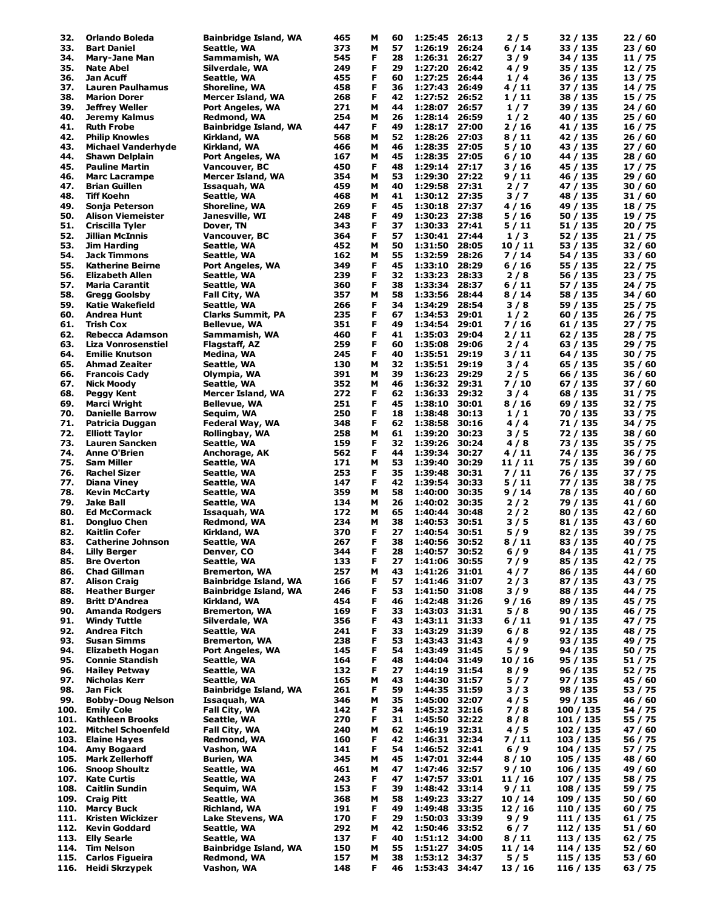| | | | | | | | | | | |
|---|---|---|---|---|---|---|---|---|---|---|
| 32. | Orlando Boleda | Bainbridge Island, WA | 465 | M | 60 | 1:25:45 | 26:13 | 2 / 5 | 32 / 135 | 22 / 60 |
| 33. | Bart Daniel | Seattle, WA | 373 | M | 57 | 1:26:19 | 26:24 | 6 / 14 | 33 / 135 | 23 / 60 |
| 34. | Mary-Jane Man | Sammamish, WA | 545 | F | 28 | 1:26:31 | 26:27 | 3 / 9 | 34 / 135 | 11 / 75 |
| 35. | Nate Abel | Silverdale, WA | 249 | F | 29 | 1:27:20 | 26:42 | 4 / 9 | 35 / 135 | 12 / 75 |
| 36. | Jan Acuff | Seattle, WA | 455 | F | 60 | 1:27:25 | 26:44 | 1 / 4 | 36 / 135 | 13 / 75 |
| 37. | Lauren Paulhamus | Shoreline, WA | 458 | F | 36 | 1:27:43 | 26:49 | 4 / 11 | 37 / 135 | 14 / 75 |
| 38. | Marion Dorer | Mercer Island, WA | 268 | F | 42 | 1:27:52 | 26:52 | 1 / 11 | 38 / 135 | 15 / 75 |
| 39. | Jeffrey Weller | Port Angeles, WA | 271 | M | 44 | 1:28:07 | 26:57 | 1 / 7 | 39 / 135 | 24 / 60 |
| 40. | Jeremy Kalmus | Redmond, WA | 254 | M | 26 | 1:28:14 | 26:59 | 1 / 2 | 40 / 135 | 25 / 60 |
| 41. | Ruth Frobe | Bainbridge Island, WA | 447 | F | 49 | 1:28:17 | 27:00 | 2 / 16 | 41 / 135 | 16 / 75 |
| 42. | Philip Knowles | Kirkland, WA | 568 | M | 52 | 1:28:26 | 27:03 | 8 / 11 | 42 / 135 | 26 / 60 |
| 43. | Michael Vanderhyde | Kirkland, WA | 466 | M | 46 | 1:28:35 | 27:05 | 5 / 10 | 43 / 135 | 27 / 60 |
| 44. | Shawn Delplain | Port Angeles, WA | 167 | M | 45 | 1:28:35 | 27:05 | 6 / 10 | 44 / 135 | 28 / 60 |
| 45. | Pauline Martin | Vancouver, BC | 450 | F | 48 | 1:29:14 | 27:17 | 3 / 16 | 45 / 135 | 17 / 75 |
| 46. | Marc Lacrampe | Mercer Island, WA | 354 | M | 53 | 1:29:30 | 27:22 | 9 / 11 | 46 / 135 | 29 / 60 |
| 47. | Brian Guillen | Issaquah, WA | 459 | M | 40 | 1:29:58 | 27:31 | 2 / 7 | 47 / 135 | 30 / 60 |
| 48. | Tiff Koehn | Seattle, WA | 468 | M | 41 | 1:30:12 | 27:35 | 3 / 7 | 48 / 135 | 31 / 60 |
| 49. | Sonja Peterson | Shoreline, WA | 269 | F | 45 | 1:30:18 | 27:37 | 4 / 16 | 49 / 135 | 18 / 75 |
| 50. | Alison Viemeister | Janesville, WI | 248 | F | 49 | 1:30:23 | 27:38 | 5 / 16 | 50 / 135 | 19 / 75 |
| 51. | Criscilla Tyler | Dover, TN | 343 | F | 37 | 1:30:33 | 27:41 | 5 / 11 | 51 / 135 | 20 / 75 |
| 52. | Jillian McInnis | Vancouver, BC | 364 | F | 57 | 1:30:41 | 27:44 | 1 / 3 | 52 / 135 | 21 / 75 |
| 53. | Jim Harding | Seattle, WA | 452 | M | 50 | 1:31:50 | 28:05 | 10 / 11 | 53 / 135 | 32 / 60 |
| 54. | Jack Timmons | Seattle, WA | 162 | M | 55 | 1:32:59 | 28:26 | 7 / 14 | 54 / 135 | 33 / 60 |
| 55. | Katherine Beirne | Port Angeles, WA | 349 | F | 45 | 1:33:10 | 28:29 | 6 / 16 | 55 / 135 | 22 / 75 |
| 56. | Elizabeth Allen | Seattle, WA | 239 | F | 32 | 1:33:23 | 28:33 | 2 / 8 | 56 / 135 | 23 / 75 |
| 57. | Maria Carantit | Seattle, WA | 360 | F | 38 | 1:33:34 | 28:37 | 6 / 11 | 57 / 135 | 24 / 75 |
| 58. | Gregg Goolsby | Fall City, WA | 357 | M | 58 | 1:33:56 | 28:44 | 8 / 14 | 58 / 135 | 34 / 60 |
| 59. | Katie Wakefield | Seattle, WA | 266 | F | 34 | 1:34:29 | 28:54 | 3 / 8 | 59 / 135 | 25 / 75 |
| 60. | Andrea Hunt | Clarks Summit, PA | 235 | F | 67 | 1:34:53 | 29:01 | 1 / 2 | 60 / 135 | 26 / 75 |
| 61. | Trish Cox | Bellevue, WA | 351 | F | 49 | 1:34:54 | 29:01 | 7 / 16 | 61 / 135 | 27 / 75 |
| 62. | Rebecca Adamson | Sammamish, WA | 460 | F | 41 | 1:35:03 | 29:04 | 2 / 11 | 62 / 135 | 28 / 75 |
| 63. | Liza Vonrosenstiel | Flagstaff, AZ | 259 | F | 60 | 1:35:08 | 29:06 | 2 / 4 | 63 / 135 | 29 / 75 |
| 64. | Emilie Knutson | Medina, WA | 245 | F | 40 | 1:35:51 | 29:19 | 3 / 11 | 64 / 135 | 30 / 75 |
| 65. | Ahmad Zeaiter | Seattle, WA | 130 | M | 32 | 1:35:51 | 29:19 | 3 / 4 | 65 / 135 | 35 / 60 |
| 66. | Francois Cady | Olympia, WA | 391 | M | 39 | 1:36:23 | 29:29 | 2 / 5 | 66 / 135 | 36 / 60 |
| 67. | Nick Moody | Seattle, WA | 352 | M | 46 | 1:36:32 | 29:31 | 7 / 10 | 67 / 135 | 37 / 60 |
| 68. | Peggy Kent | Mercer Island, WA | 272 | F | 62 | 1:36:33 | 29:32 | 3 / 4 | 68 / 135 | 31 / 75 |
| 69. | Marci Wright | Bellevue, WA | 251 | F | 45 | 1:38:10 | 30:01 | 8 / 16 | 69 / 135 | 32 / 75 |
| 70. | Danielle Barrow | Sequim, WA | 250 | F | 18 | 1:38:48 | 30:13 | 1 / 1 | 70 / 135 | 33 / 75 |
| 71. | Patricia Duggan | Federal Way, WA | 348 | F | 62 | 1:38:58 | 30:16 | 4 / 4 | 71 / 135 | 34 / 75 |
| 72. | Elliott Taylor | Rollingbay, WA | 258 | M | 61 | 1:39:20 | 30:23 | 3 / 5 | 72 / 135 | 38 / 60 |
| 73. | Lauren Sancken | Seattle, WA | 159 | F | 32 | 1:39:26 | 30:24 | 4 / 8 | 73 / 135 | 35 / 75 |
| 74. | Anne O'Brien | Anchorage, AK | 562 | F | 44 | 1:39:34 | 30:27 | 4 / 11 | 74 / 135 | 36 / 75 |
| 75. | Sam Miller | Seattle, WA | 171 | M | 53 | 1:39:40 | 30:29 | 11 / 11 | 75 / 135 | 39 / 60 |
| 76. | Rachel Sizer | Seattle, WA | 253 | F | 35 | 1:39:48 | 30:31 | 7 / 11 | 76 / 135 | 37 / 75 |
| 77. | Diana Viney | Seattle, WA | 147 | F | 42 | 1:39:54 | 30:33 | 5 / 11 | 77 / 135 | 38 / 75 |
| 78. | Kevin McCarty | Seattle, WA | 359 | M | 58 | 1:40:00 | 30:35 | 9 / 14 | 78 / 135 | 40 / 60 |
| 79. | Jake Ball | Seattle, WA | 134 | M | 26 | 1:40:02 | 30:35 | 2 / 2 | 79 / 135 | 41 / 60 |
| 80. | Ed McCormack | Issaquah, WA | 172 | M | 65 | 1:40:44 | 30:48 | 2 / 2 | 80 / 135 | 42 / 60 |
| 81. | Dongluo Chen | Redmond, WA | 234 | M | 38 | 1:40:53 | 30:51 | 3 / 5 | 81 / 135 | 43 / 60 |
| 82. | Kaitlin Cofer | Kirkland, WA | 370 | F | 27 | 1:40:54 | 30:51 | 5 / 9 | 82 / 135 | 39 / 75 |
| 83. | Catherine Johnson | Seattle, WA | 267 | F | 38 | 1:40:56 | 30:52 | 8 / 11 | 83 / 135 | 40 / 75 |
| 84. | Lilly Berger | Denver, CO | 344 | F | 28 | 1:40:57 | 30:52 | 6 / 9 | 84 / 135 | 41 / 75 |
| 85. | Bre Overton | Seattle, WA | 133 | F | 27 | 1:41:06 | 30:55 | 7 / 9 | 85 / 135 | 42 / 75 |
| 86. | Chad Gillman | Bremerton, WA | 257 | M | 43 | 1:41:26 | 31:01 | 4 / 7 | 86 / 135 | 44 / 60 |
| 87. | Alison Craig | Bainbridge Island, WA | 166 | F | 57 | 1:41:46 | 31:07 | 2 / 3 | 87 / 135 | 43 / 75 |
| 88. | Heather Burger | Bainbridge Island, WA | 246 | F | 53 | 1:41:50 | 31:08 | 3 / 9 | 88 / 135 | 44 / 75 |
| 89. | Britt D'Andrea | Kirkland, WA | 454 | F | 46 | 1:42:48 | 31:26 | 9 / 16 | 89 / 135 | 45 / 75 |
| 90. | Amanda Rodgers | Bremerton, WA | 169 | F | 33 | 1:43:03 | 31:31 | 5 / 8 | 90 / 135 | 46 / 75 |
| 91. | Windy Tuttle | Silverdale, WA | 356 | F | 43 | 1:43:11 | 31:33 | 6 / 11 | 91 / 135 | 47 / 75 |
| 92. | Andrea Fitch | Seattle, WA | 241 | F | 33 | 1:43:29 | 31:39 | 6 / 8 | 92 / 135 | 48 / 75 |
| 93. | Susan Simms | Bremerton, WA | 238 | F | 53 | 1:43:43 | 31:43 | 4 / 9 | 93 / 135 | 49 / 75 |
| 94. | Elizabeth Hogan | Port Angeles, WA | 145 | F | 54 | 1:43:49 | 31:45 | 5 / 9 | 94 / 135 | 50 / 75 |
| 95. | Connie Standish | Seattle, WA | 164 | F | 48 | 1:44:04 | 31:49 | 10 / 16 | 95 / 135 | 51 / 75 |
| 96. | Hailey Petway | Seattle, WA | 132 | F | 27 | 1:44:19 | 31:54 | 8 / 9 | 96 / 135 | 52 / 75 |
| 97. | Nicholas Kerr | Seattle, WA | 165 | M | 43 | 1:44:30 | 31:57 | 5 / 7 | 97 / 135 | 45 / 60 |
| 98. | Jan Fick | Bainbridge Island, WA | 261 | F | 59 | 1:44:35 | 31:59 | 3 / 3 | 98 / 135 | 53 / 75 |
| 99. | Bobby-Doug Nelson | Issaquah, WA | 346 | M | 35 | 1:45:00 | 32:07 | 4 / 5 | 99 / 135 | 46 / 60 |
| 100. | Emily Cole | Fall City, WA | 142 | F | 34 | 1:45:32 | 32:16 | 7 / 8 | 100 / 135 | 54 / 75 |
| 101. | Kathleen Brooks | Seattle, WA | 270 | F | 31 | 1:45:50 | 32:22 | 8 / 8 | 101 / 135 | 55 / 75 |
| 102. | Mitchel Schoenfeld | Fall City, WA | 240 | M | 62 | 1:46:19 | 32:31 | 4 / 5 | 102 / 135 | 47 / 60 |
| 103. | Elaine Hayes | Redmond, WA | 160 | F | 42 | 1:46:31 | 32:34 | 7 / 11 | 103 / 135 | 56 / 75 |
| 104. | Amy Bogaard | Vashon, WA | 141 | F | 54 | 1:46:52 | 32:41 | 6 / 9 | 104 / 135 | 57 / 75 |
| 105. | Mark Zellerhoff | Burien, WA | 345 | M | 45 | 1:47:01 | 32:44 | 8 / 10 | 105 / 135 | 48 / 60 |
| 106. | Snoop Shoultz | Seattle, WA | 461 | M | 47 | 1:47:46 | 32:57 | 9 / 10 | 106 / 135 | 49 / 60 |
| 107. | Kate Curtis | Seattle, WA | 243 | F | 47 | 1:47:57 | 33:01 | 11 / 16 | 107 / 135 | 58 / 75 |
| 108. | Caitlin Sundin | Sequim, WA | 153 | F | 39 | 1:48:42 | 33:14 | 9 / 11 | 108 / 135 | 59 / 75 |
| 109. | Craig Pitt | Seattle, WA | 368 | M | 58 | 1:49:23 | 33:27 | 10 / 14 | 109 / 135 | 50 / 60 |
| 110. | Marcy Buck | Richland, WA | 191 | F | 49 | 1:49:48 | 33:35 | 12 / 16 | 110 / 135 | 60 / 75 |
| 111. | Kristen Wickizer | Lake Stevens, WA | 170 | F | 29 | 1:50:03 | 33:39 | 9 / 9 | 111 / 135 | 61 / 75 |
| 112. | Kevin Goddard | Seattle, WA | 292 | M | 42 | 1:50:46 | 33:52 | 6 / 7 | 112 / 135 | 51 / 60 |
| 113. | Elly Searle | Seattle, WA | 137 | F | 40 | 1:51:12 | 34:00 | 8 / 11 | 113 / 135 | 62 / 75 |
| 114. | Tim Nelson | Bainbridge Island, WA | 150 | M | 55 | 1:51:27 | 34:05 | 11 / 14 | 114 / 135 | 52 / 60 |
| 115. | Carlos Figueira | Redmond, WA | 157 | M | 38 | 1:53:12 | 34:37 | 5 / 5 | 115 / 135 | 53 / 60 |
| 116. | Heidi Skrzypek | Vashon, WA | 148 | F | 46 | 1:53:43 | 34:47 | 13 / 16 | 116 / 135 | 63 / 75 |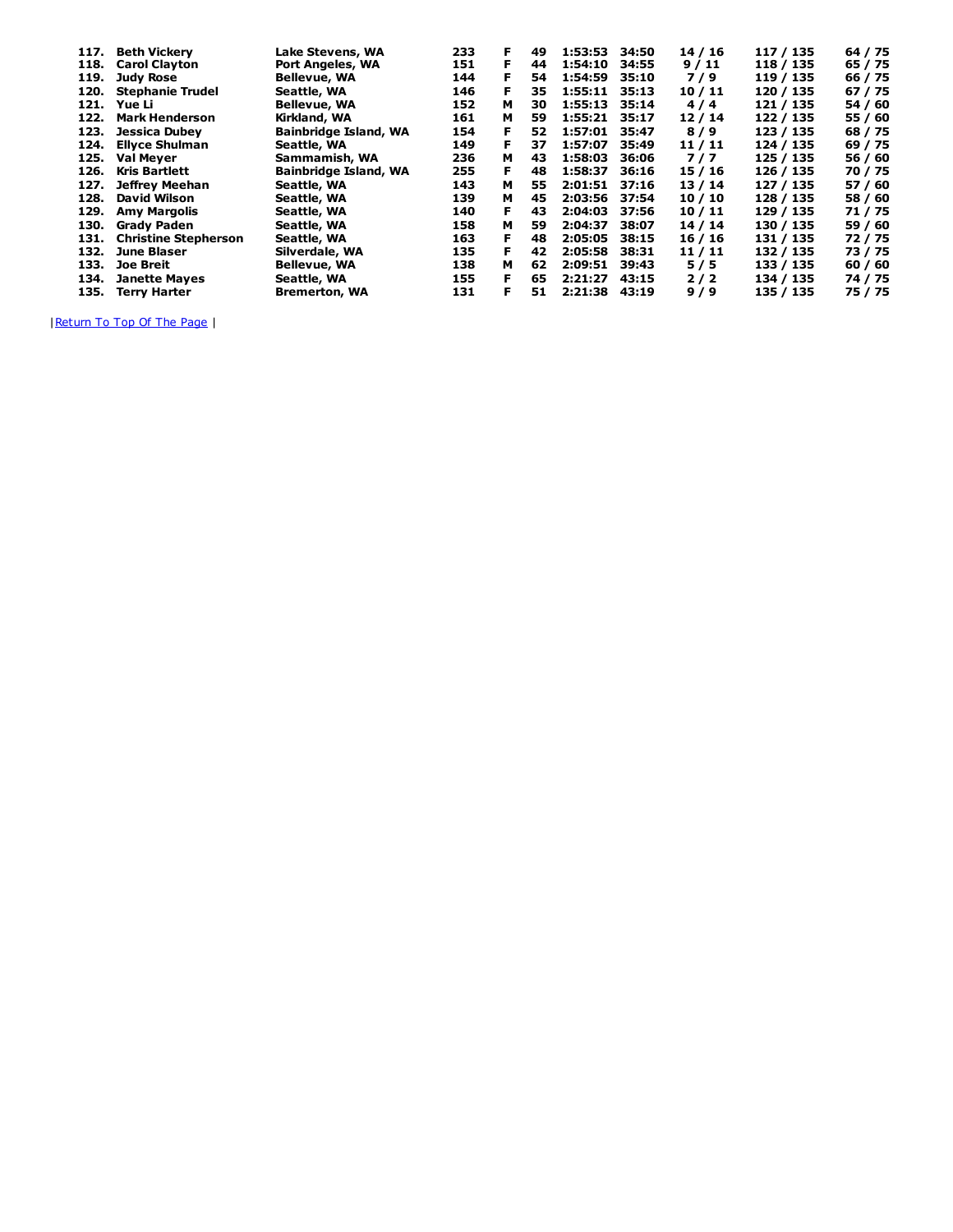| | | | | | | | | | | |
|---|---|---|---|---|---|---|---|---|---|---|
| 117. | Beth Vickery | Lake Stevens, WA | 233 | F | 49 | 1:53:53 | 34:50 | 14 / 16 | 117 / 135 | 64 / 75 |
| 118. | Carol Clayton | Port Angeles, WA | 151 | F | 44 | 1:54:10 | 34:55 | 9 / 11 | 118 / 135 | 65 / 75 |
| 119. | Judy Rose | Bellevue, WA | 144 | F | 54 | 1:54:59 | 35:10 | 7 / 9 | 119 / 135 | 66 / 75 |
| 120. | Stephanie Trudel | Seattle, WA | 146 | F | 35 | 1:55:11 | 35:13 | 10 / 11 | 120 / 135 | 67 / 75 |
| 121. | Yue Li | Bellevue, WA | 152 | M | 30 | 1:55:13 | 35:14 | 4 / 4 | 121 / 135 | 54 / 60 |
| 122. | Mark Henderson | Kirkland, WA | 161 | M | 59 | 1:55:21 | 35:17 | 12 / 14 | 122 / 135 | 55 / 60 |
| 123. | Jessica Dubey | Bainbridge Island, WA | 154 | F | 52 | 1:57:01 | 35:47 | 8 / 9 | 123 / 135 | 68 / 75 |
| 124. | Ellyce Shulman | Seattle, WA | 149 | F | 37 | 1:57:07 | 35:49 | 11 / 11 | 124 / 135 | 69 / 75 |
| 125. | Val Meyer | Sammamish, WA | 236 | M | 43 | 1:58:03 | 36:06 | 7 / 7 | 125 / 135 | 56 / 60 |
| 126. | Kris Bartlett | Bainbridge Island, WA | 255 | F | 48 | 1:58:37 | 36:16 | 15 / 16 | 126 / 135 | 70 / 75 |
| 127. | Jeffrey Meehan | Seattle, WA | 143 | M | 55 | 2:01:51 | 37:16 | 13 / 14 | 127 / 135 | 57 / 60 |
| 128. | David Wilson | Seattle, WA | 139 | M | 45 | 2:03:56 | 37:54 | 10 / 10 | 128 / 135 | 58 / 60 |
| 129. | Amy Margolis | Seattle, WA | 140 | F | 43 | 2:04:03 | 37:56 | 10 / 11 | 129 / 135 | 71 / 75 |
| 130. | Grady Paden | Seattle, WA | 158 | M | 59 | 2:04:37 | 38:07 | 14 / 14 | 130 / 135 | 59 / 60 |
| 131. | Christine Stepherson | Seattle, WA | 163 | F | 48 | 2:05:05 | 38:15 | 16 / 16 | 131 / 135 | 72 / 75 |
| 132. | June Blaser | Silverdale, WA | 135 | F | 42 | 2:05:58 | 38:31 | 11 / 11 | 132 / 135 | 73 / 75 |
| 133. | Joe Breit | Bellevue, WA | 138 | M | 62 | 2:09:51 | 39:43 | 5 / 5 | 133 / 135 | 60 / 60 |
| 134. | Janette Mayes | Seattle, WA | 155 | F | 65 | 2:21:27 | 43:15 | 2 / 2 | 134 / 135 | 74 / 75 |
| 135. | Terry Harter | Bremerton, WA | 131 | F | 51 | 2:21:38 | 43:19 | 9 / 9 | 135 / 135 | 75 / 75 |

| Return To Top Of The Page |